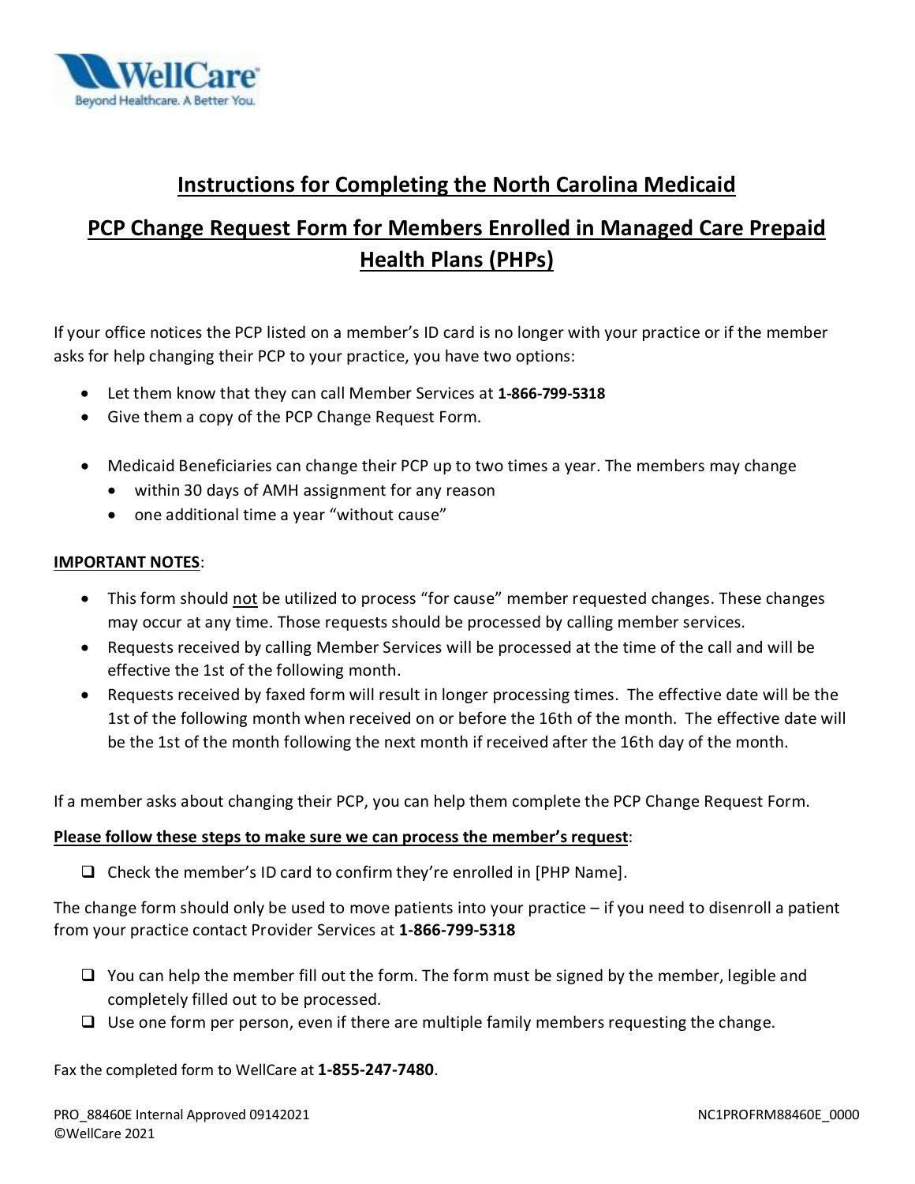# Instructions for Completing the North Carolina Medicaid

# PCP Change Request Form for Members Enrolled in Managed Care Prepaid Health Plans (PHPs)

If your office notices the PCP listed on a member's ID card is no longer with your practice or if the member asks for help changing their PCP to your practice, you have two options:

- Let them know that they can call Member Services at **1-866-799-5318**
- Give them a copy of the PCP Change Request Form.

- Medicaid Beneficiaries can change their PCP up to two times a year. The members may change
  - within 30 days of AMH assignment for any reason
  - one additional time a year "without cause"

**IMPORTANT NOTES**:

- This form should not be utilized to process "for cause" member requested changes. These changes may occur at any time. Those requests should be processed by calling member services.
- Requests received by calling Member Services will be processed at the time of the call and will be effective the 1st of the following month.
- Requests received by faxed form will result in longer processing times. The effective date will be the 1st of the following month when received on or before the 16th of the month. The effective date will be the 1st of the month following the next month if received after the 16th day of the month.

If a member asks about changing their PCP, you can help them complete the PCP Change Request Form.

**Please follow these steps to make sure we can process the member's request**:

- ☐ Check the member's ID card to confirm they're enrolled in [PHP Name].

The change form should only be used to move patients into your practice – if you need to disenroll a patient from your practice contact Provider Services at **1-866-799-5318**

- ☐ You can help the member fill out the form. The form must be signed by the member, legible and completely filled out to be processed.
- ☐ Use one form per person, even if there are multiple family members requesting the change.

Fax the completed form to WellCare at **1-855-247-7480**.

PRO_88460E Internal Approved 09142021
©WellCare 2021

NC1PROFRM88460E_0000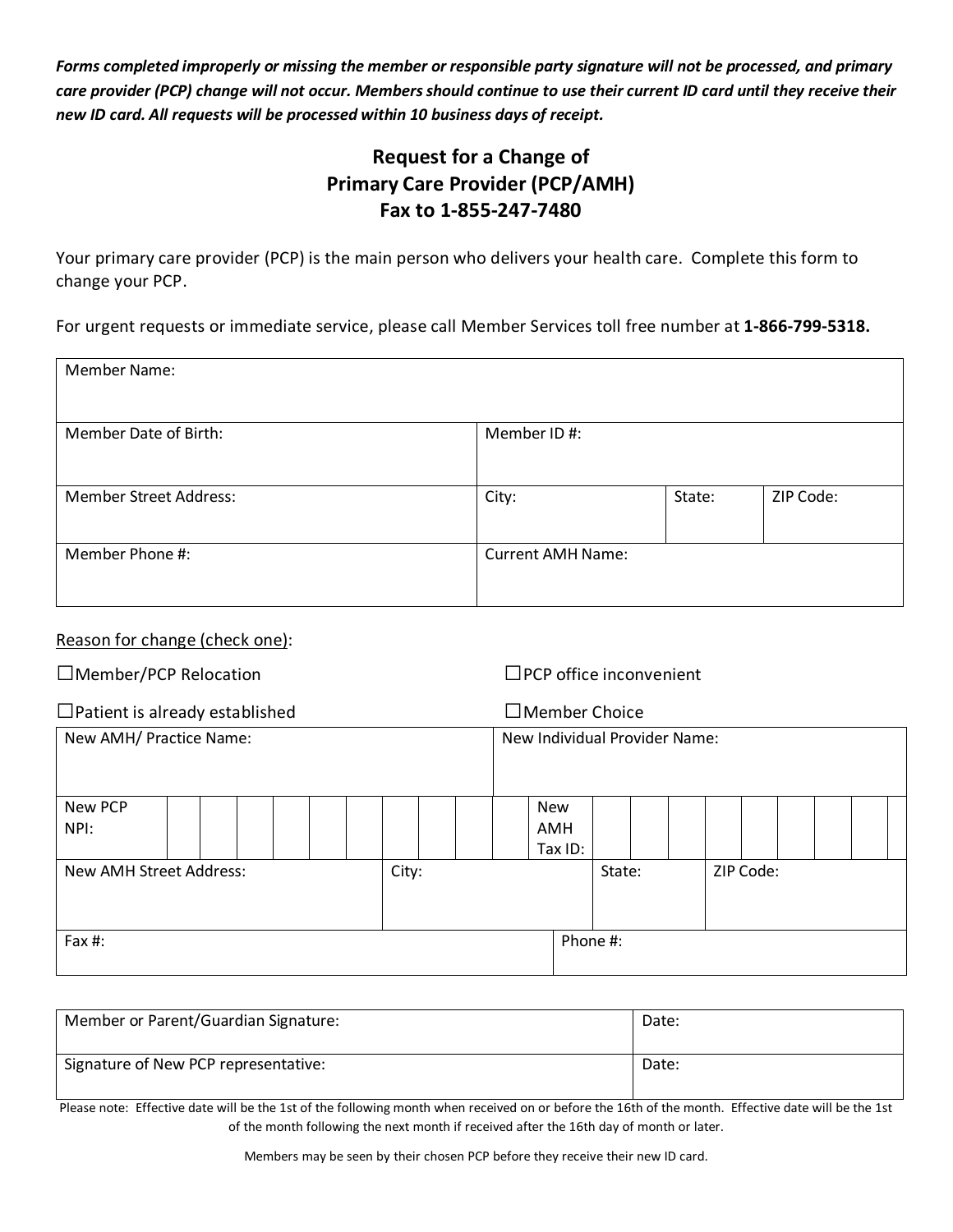***Forms completed improperly or missing the member or responsible party signature will not be processed, and primary care provider (PCP) change will not occur. Members should continue to use their current ID card until they receive their new ID card. All requests will be processed within 10 business days of receipt.***

## Request for a Change of Primary Care Provider (PCP/AMH) Fax to 1-855-247-7480

Your primary care provider (PCP) is the main person who delivers your health care. Complete this form to change your PCP.

For urgent requests or immediate service, please call Member Services toll free number at **1-866-799-5318.**

| | | | |
|---|---|---|---|
| Member Name: | | | |
| Member Date of Birth: | Member ID #: | | |
| Member Street Address: | City: | State: | ZIP Code: |
| Member Phone #: | Current AMH Name: | | |

Reason for change (check one):

☐Member/PCP Relocation ☐PCP office inconvenient

☐Patient is already established ☐Member Choice

| | | | |
|---|---|---|---|
| New AMH/ Practice Name: | | New Individual Provider Name: | |
| New PCP NPI: | | New AMH Tax ID: | |
| New AMH Street Address: | City: | State: | ZIP Code: |
| Fax #: | | Phone #: | |

| | |
|---|---|
| Member or Parent/Guardian Signature: | Date: |
| Signature of New PCP representative: | Date: |

Please note: Effective date will be the 1st of the following month when received on or before the 16th of the month. Effective date will be the 1st of the month following the next month if received after the 16th day of month or later.

Members may be seen by their chosen PCP before they receive their new ID card.